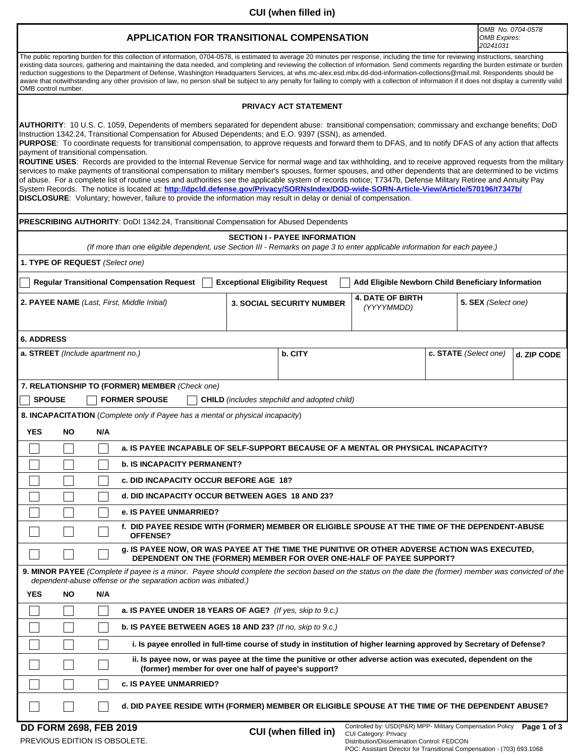CUI (when filled in)

# APPLICATION FOR TRANSITIONAL COMPENSATION

*OMB No. 0704-0578*
*OMB Expires: 20241031*

The public reporting burden for this collection of information, 0704-0578, is estimated to average 20 minutes per response, including the time for reviewing instructions, searching existing data sources, gathering and maintaining the data needed, and completing and reviewing the collection of information. Send comments regarding the burden estimate or burden reduction suggestions to the Department of Defense, Washington Headquarters Services, at whs.mc-alex.esd.mbx.dd-dod-information-collections@mail.mil. Respondents should be aware that notwithstanding any other provision of law, no person shall be subject to any penalty for failing to comply with a collection of information if it does not display a currently valid OMB control number.

## PRIVACY ACT STATEMENT

**AUTHORITY**: 10 U.S. C. 1059, Dependents of members separated for dependent abuse: transitional compensation; commissary and exchange benefits; DoD Instruction 1342.24, Transitional Compensation for Abused Dependents; and E.O. 9397 (SSN), as amended.
**PURPOSE**: To coordinate requests for transitional compensation, to approve requests and forward them to DFAS, and to notify DFAS of any action that affects payment of transitional compensation.
**ROUTINE USES**: Records are provided to the Internal Revenue Service for normal wage and tax withholding, and to receive approved requests from the military services to make payments of transitional compensation to military member's spouses, former spouses, and other dependents that are determined to be victims of abuse. For a complete list of routine uses and authorities see the applicable system of records notice; T7347b, Defense Military Retiree and Annuity Pay System Records. The notice is located at: **http://dpcld.defense.gov/Privacy/SORNsIndex/DOD-wide-SORN-Article-View/Article/570196/t7347b/**
**DISCLOSURE**: Voluntary; however, failure to provide the information may result in delay or denial of compensation.

**PRESCRIBING AUTHORITY**: DoDI 1342.24, Transitional Compensation for Abused Dependents

## SECTION I - PAYEE INFORMATION

*(If more than one eligible dependent, use Section III - Remarks on page 3 to enter applicable information for each payee.)*

**1. TYPE OF REQUEST** *(Select one)*

☐ **Regular Transitional Compensation Request** ☐ **Exceptional Eligibility Request** ☐ **Add Eligible Newborn Child Beneficiary Information**

| **2. PAYEE NAME** *(Last, First, Middle Initial)* | **3. SOCIAL SECURITY NUMBER** | **4. DATE OF BIRTH** *(YYYYMMDD)* | **5. SEX** *(Select one)* |
|---|---|---|---|
| | | | |

**6. ADDRESS**

| **a. STREET** *(Include apartment no.)* | **b. CITY** | **c. STATE** *(Select one)* | **d. ZIP CODE** |
|---|---|---|---|
| | | | |

**7. RELATIONSHIP TO (FORMER) MEMBER** *(Check one)*

☐ **SPOUSE** ☐ **FORMER SPOUSE** ☐ **CHILD** *(includes stepchild and adopted child)*

**8. INCAPACITATION** (*Complete only if Payee has a mental or physical incapacity*)

| YES | NO | N/A | |
|---|---|---|---|
| ☐ | ☐ | ☐ | **a. IS PAYEE INCAPABLE OF SELF-SUPPORT BECAUSE OF A MENTAL OR PHYSICAL INCAPACITY?** |
| ☐ | ☐ | ☐ | **b. IS INCAPACITY PERMANENT?** |
| ☐ | ☐ | ☐ | **c. DID INCAPACITY OCCUR BEFORE AGE 18?** |
| ☐ | ☐ | ☐ | **d. DID INCAPACITY OCCUR BETWEEN AGES 18 AND 23?** |
| ☐ | ☐ | ☐ | **e. IS PAYEE UNMARRIED?** |
| ☐ | ☐ | ☐ | **f. DID PAYEE RESIDE WITH (FORMER) MEMBER OR ELIGIBLE SPOUSE AT THE TIME OF THE DEPENDENT-ABUSE OFFENSE?** |
| ☐ | ☐ | ☐ | **g. IS PAYEE NOW, OR WAS PAYEE AT THE TIME THE PUNITIVE OR OTHER ADVERSE ACTION WAS EXECUTED, DEPENDENT ON THE (FORMER) MEMBER FOR OVER ONE-HALF OF PAYEE SUPPORT?** |

**9. MINOR PAYEE** *(Complete if payee is a minor. Payee should complete the section based on the status on the date the (former) member was convicted of the dependent-abuse offense or the separation action was initiated.)*

| YES | NO | N/A | |
|---|---|---|---|
| ☐ | ☐ | ☐ | **a. IS PAYEE UNDER 18 YEARS OF AGE?** *(If yes, skip to 9.c.)* |
| ☐ | ☐ | ☐ | **b. IS PAYEE BETWEEN AGES 18 AND 23?** *(If no, skip to 9.c.)* |
| ☐ | ☐ | ☐ | **i. Is payee enrolled in full-time course of study in institution of higher learning approved by Secretary of Defense?** |
| ☐ | ☐ | ☐ | **ii. Is payee now, or was payee at the time the punitive or other adverse action was executed, dependent on the (former) member for over one half of payee's support?** |
| ☐ | ☐ | ☐ | **c. IS PAYEE UNMARRIED?** |
| ☐ | ☐ | ☐ | **d. DID PAYEE RESIDE WITH (FORMER) MEMBER OR ELIGIBLE SPOUSE AT THE TIME OF THE DEPENDENT ABUSE?** |

**DD FORM 2698, FEB 2019**
PREVIOUS EDITION IS OBSOLETE.

CUI (when filled in)

Controlled by: USD(P&R) MPP- Military Compensation Policy
CUI Category: Privacy
Distribution/Dissemination Control: FEDCON
POC: Assistant Director for Transitional Compensation - (703) 693.1068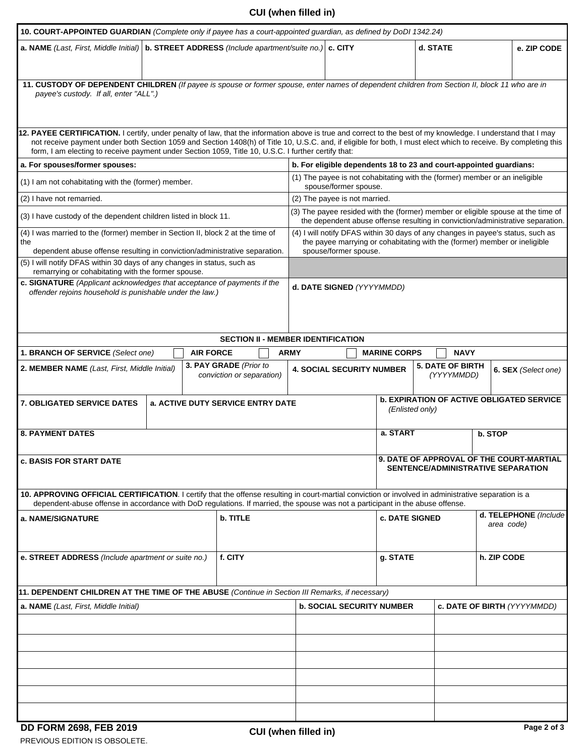CUI (when filled in)

**10. COURT-APPOINTED GUARDIAN** *(Complete only if payee has a court-appointed guardian, as defined by DoDI 1342.24)*

| a. NAME *(Last, First, Middle Initial)* | b. STREET ADDRESS *(Include apartment/suite no.)* | c. CITY | d. STATE | e. ZIP CODE |
|---|---|---|---|---|
| | | | | |

**11. CUSTODY OF DEPENDENT CHILDREN** *(If payee is spouse or former spouse, enter names of dependent children from Section II, block 11 who are in payee's custody. If all, enter "ALL".)*

**12. PAYEE CERTIFICATION.** I certify, under penalty of law, that the information above is true and correct to the best of my knowledge. I understand that I may not receive payment under both Section 1059 and Section 1408(h) of Title 10, U.S.C. and, if eligible for both, I must elect which to receive. By completing this form, I am electing to receive payment under Section 1059, Title 10, U.S.C. I further certify that:

| a. For spouses/former spouses: | b. For eligible dependents 18 to 23 and court-appointed guardians: |
|---|---|
| (1) I am not cohabitating with the (former) member. | (1) The payee is not cohabitating with the (former) member or an ineligible spouse/former spouse. |
| (2) I have not remarried. | (2) The payee is not married. |
| (3) I have custody of the dependent children listed in block 11. | (3) The payee resided with the (former) member or eligible spouse at the time of the dependent abuse offense resulting in conviction/administrative separation. |
| (4) I was married to the (former) member in Section II, block 2 at the time of the dependent abuse offense resulting in conviction/administrative separation. | (4) I will notify DFAS within 30 days of any changes in payee's status, such as the payee marrying or cohabitating with the (former) member or ineligible spouse/former spouse. |
| (5) I will notify DFAS within 30 days of any changes in status, such as remarrying or cohabitating with the former spouse. | |
| c. SIGNATURE *(Applicant acknowledges that acceptance of payments if the offender rejoins household is punishable under the law.)* | d. DATE SIGNED *(YYYYMMDD)* |

## SECTION II - MEMBER IDENTIFICATION

**1. BRANCH OF SERVICE** *(Select one)* ☐ AIR FORCE ☐ ARMY ☐ MARINE CORPS ☐ NAVY

| 2. MEMBER NAME *(Last, First, Middle Initial)* | 3. PAY GRADE *(Prior to conviction or separation)* | 4. SOCIAL SECURITY NUMBER | 5. DATE OF BIRTH *(YYYYMMDD)* | 6. SEX *(Select one)* |
|---|---|---|---|---|
| | | | | |

| 7. OBLIGATED SERVICE DATES | a. ACTIVE DUTY SERVICE ENTRY DATE | b. EXPIRATION OF ACTIVE OBLIGATED SERVICE *(Enlisted only)* |
|---|---|---|
| | | |

| 8. PAYMENT DATES | a. START | b. STOP |
|---|---|---|
| | | |

| c. BASIS FOR START DATE | 9. DATE OF APPROVAL OF THE COURT-MARTIAL SENTENCE/ADMINISTRATIVE SEPARATION |
|---|---|
| | |

**10. APPROVING OFFICIAL CERTIFICATION**. I certify that the offense resulting in court-martial conviction or involved in administrative separation is a dependent-abuse offense in accordance with DoD regulations. If married, the spouse was not a participant in the abuse offense.

| a. NAME/SIGNATURE | b. TITLE | c. DATE SIGNED | d. TELEPHONE *(Include area code)* |
|---|---|---|---|
| | | | |
| **e. STREET ADDRESS** *(Include apartment or suite no.)* | **f. CITY** | **g. STATE** | **h. ZIP CODE** |
| | | | |

**11. DEPENDENT CHILDREN AT THE TIME OF THE ABUSE** *(Continue in Section III Remarks, if necessary)*

| a. NAME *(Last, First, Middle Initial)* | b. SOCIAL SECURITY NUMBER | c. DATE OF BIRTH *(YYYYMMDD)* |
|---|---|---|
| | | |
| | | |
| | | |
| | | |
| | | |
| | | |

DD FORM 2698, FEB 2019

PREVIOUS EDITION IS OBSOLETE.

CUI (when filled in)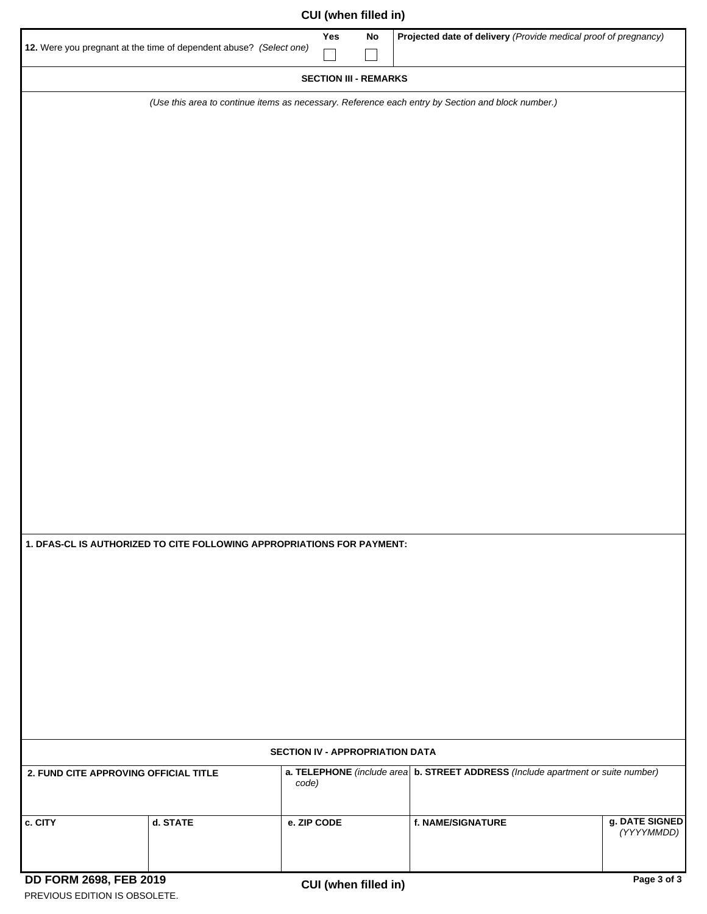CUI (when filled in)

| 12. Were you pregnant at the time of dependent abuse? *(Select one)* | Yes ☐ | No ☐ | **Projected date of delivery** *(Provide medical proof of pregnancy)* |
|---|---|---|---|

## SECTION III - REMARKS

*(Use this area to continue items as necessary. Reference each entry by Section and block number.)*

## SECTION IV - APPROPRIATION DATA

**1. DFAS-CL IS AUTHORIZED TO CITE FOLLOWING APPROPRIATIONS FOR PAYMENT:**

| **2. FUND CITE APPROVING OFFICIAL TITLE** | | **a. TELEPHONE** *(include area code)* | **b. STREET ADDRESS** *(Include apartment or suite number)* | |
|---|---|---|---|---|
| **c. CITY** | **d. STATE** | **e. ZIP CODE** | **f. NAME/SIGNATURE** | **g. DATE SIGNED** *(YYYYMMDD)* |

**DD FORM 2698, FEB 2019**
PREVIOUS EDITION IS OBSOLETE.

CUI (when filled in)